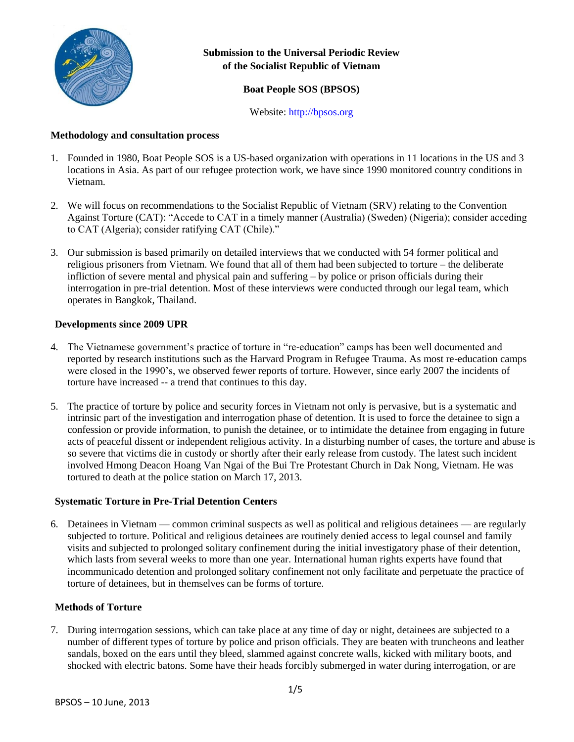**Submission to the Universal Periodic Review of the Socialist Republic of Vietnam**

**Boat People SOS (BPSOS)**

Website: http://bpsos.org

**Methodology and consultation process**

1. Founded in 1980, Boat People SOS is a US-based organization with operations in 11 locations in the US and 3 locations in Asia. As part of our refugee protection work, we have since 1990 monitored country conditions in Vietnam.

2. We will focus on recommendations to the Socialist Republic of Vietnam (SRV) relating to the Convention Against Torture (CAT): "Accede to CAT in a timely manner (Australia) (Sweden) (Nigeria); consider acceding to CAT (Algeria); consider ratifying CAT (Chile)."

3. Our submission is based primarily on detailed interviews that we conducted with 54 former political and religious prisoners from Vietnam. We found that all of them had been subjected to torture – the deliberate infliction of severe mental and physical pain and suffering – by police or prison officials during their interrogation in pre-trial detention. Most of these interviews were conducted through our legal team, which operates in Bangkok, Thailand.

**Developments since 2009 UPR**

4. The Vietnamese government's practice of torture in "re-education" camps has been well documented and reported by research institutions such as the Harvard Program in Refugee Trauma. As most re-education camps were closed in the 1990's, we observed fewer reports of torture. However, since early 2007 the incidents of torture have increased -- a trend that continues to this day.

5. The practice of torture by police and security forces in Vietnam not only is pervasive, but is a systematic and intrinsic part of the investigation and interrogation phase of detention. It is used to force the detainee to sign a confession or provide information, to punish the detainee, or to intimidate the detainee from engaging in future acts of peaceful dissent or independent religious activity. In a disturbing number of cases, the torture and abuse is so severe that victims die in custody or shortly after their early release from custody. The latest such incident involved Hmong Deacon Hoang Van Ngai of the Bui Tre Protestant Church in Dak Nong, Vietnam. He was tortured to death at the police station on March 17, 2013.

**Systematic Torture in Pre-Trial Detention Centers**

6. Detainees in Vietnam — common criminal suspects as well as political and religious detainees — are regularly subjected to torture. Political and religious detainees are routinely denied access to legal counsel and family visits and subjected to prolonged solitary confinement during the initial investigatory phase of their detention, which lasts from several weeks to more than one year. International human rights experts have found that incommunicado detention and prolonged solitary confinement not only facilitate and perpetuate the practice of torture of detainees, but in themselves can be forms of torture.

**Methods of Torture**

7. During interrogation sessions, which can take place at any time of day or night, detainees are subjected to a number of different types of torture by police and prison officials. They are beaten with truncheons and leather sandals, boxed on the ears until they bleed, slammed against concrete walls, kicked with military boots, and shocked with electric batons. Some have their heads forcibly submerged in water during interrogation, or are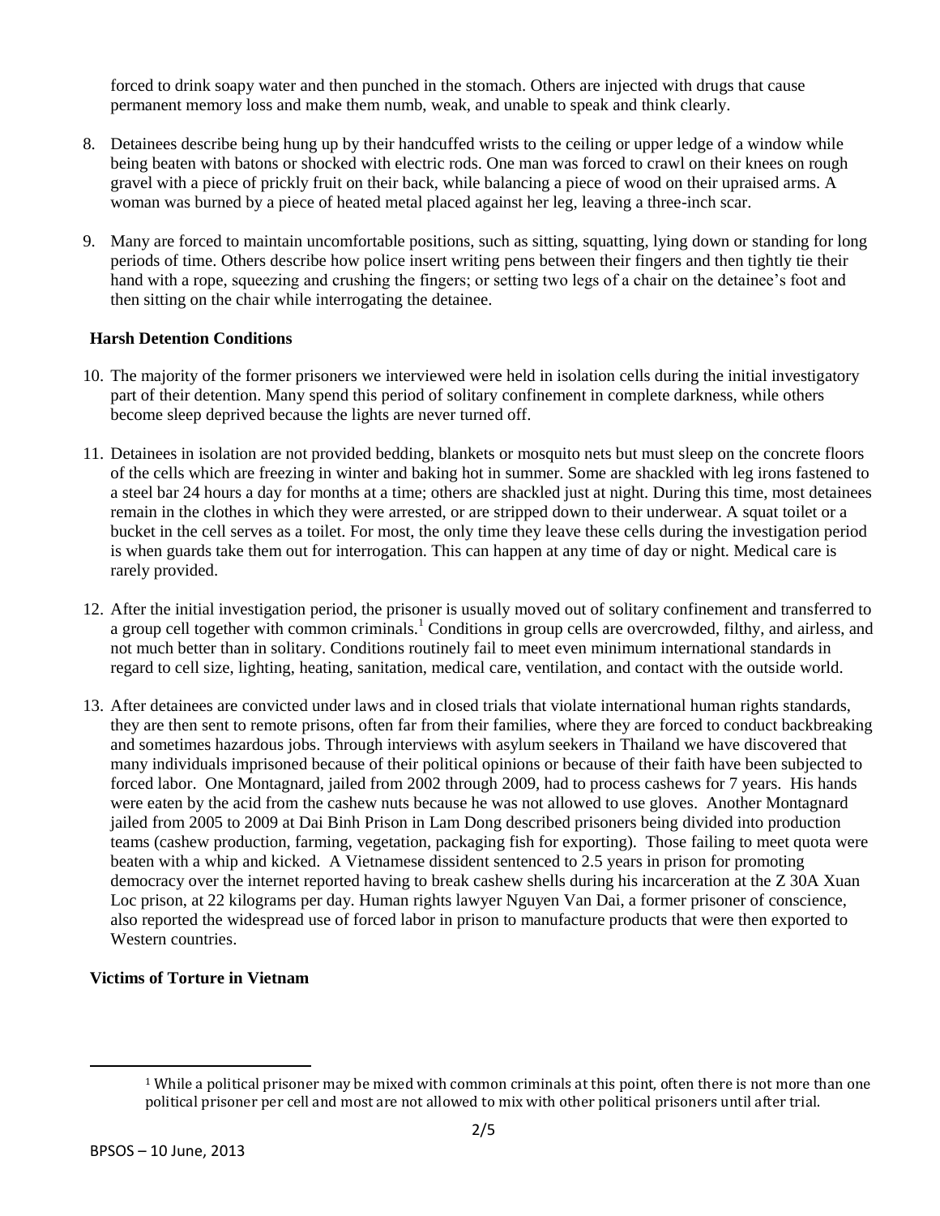forced to drink soapy water and then punched in the stomach. Others are injected with drugs that cause permanent memory loss and make them numb, weak, and unable to speak and think clearly.

8. Detainees describe being hung up by their handcuffed wrists to the ceiling or upper ledge of a window while being beaten with batons or shocked with electric rods. One man was forced to crawl on their knees on rough gravel with a piece of prickly fruit on their back, while balancing a piece of wood on their upraised arms. A woman was burned by a piece of heated metal placed against her leg, leaving a three-inch scar.

9. Many are forced to maintain uncomfortable positions, such as sitting, squatting, lying down or standing for long periods of time. Others describe how police insert writing pens between their fingers and then tightly tie their hand with a rope, squeezing and crushing the fingers; or setting two legs of a chair on the detainee's foot and then sitting on the chair while interrogating the detainee.

**Harsh Detention Conditions**

10. The majority of the former prisoners we interviewed were held in isolation cells during the initial investigatory part of their detention. Many spend this period of solitary confinement in complete darkness, while others become sleep deprived because the lights are never turned off.

11. Detainees in isolation are not provided bedding, blankets or mosquito nets but must sleep on the concrete floors of the cells which are freezing in winter and baking hot in summer. Some are shackled with leg irons fastened to a steel bar 24 hours a day for months at a time; others are shackled just at night. During this time, most detainees remain in the clothes in which they were arrested, or are stripped down to their underwear. A squat toilet or a bucket in the cell serves as a toilet. For most, the only time they leave these cells during the investigation period is when guards take them out for interrogation. This can happen at any time of day or night. Medical care is rarely provided.

12. After the initial investigation period, the prisoner is usually moved out of solitary confinement and transferred to a group cell together with common criminals.[1] Conditions in group cells are overcrowded, filthy, and airless, and not much better than in solitary. Conditions routinely fail to meet even minimum international standards in regard to cell size, lighting, heating, sanitation, medical care, ventilation, and contact with the outside world.

13. After detainees are convicted under laws and in closed trials that violate international human rights standards, they are then sent to remote prisons, often far from their families, where they are forced to conduct backbreaking and sometimes hazardous jobs. Through interviews with asylum seekers in Thailand we have discovered that many individuals imprisoned because of their political opinions or because of their faith have been subjected to forced labor. One Montagnard, jailed from 2002 through 2009, had to process cashews for 7 years. His hands were eaten by the acid from the cashew nuts because he was not allowed to use gloves. Another Montagnard jailed from 2005 to 2009 at Dai Binh Prison in Lam Dong described prisoners being divided into production teams (cashew production, farming, vegetation, packaging fish for exporting). Those failing to meet quota were beaten with a whip and kicked. A Vietnamese dissident sentenced to 2.5 years in prison for promoting democracy over the internet reported having to break cashew shells during his incarceration at the Z 30A Xuan Loc prison, at 22 kilograms per day. Human rights lawyer Nguyen Van Dai, a former prisoner of conscience, also reported the widespread use of forced labor in prison to manufacture products that were then exported to Western countries.

**Victims of Torture in Vietnam**

[1] While a political prisoner may be mixed with common criminals at this point, often there is not more than one political prisoner per cell and most are not allowed to mix with other political prisoners until after trial.

BPSOS – 10 June, 2013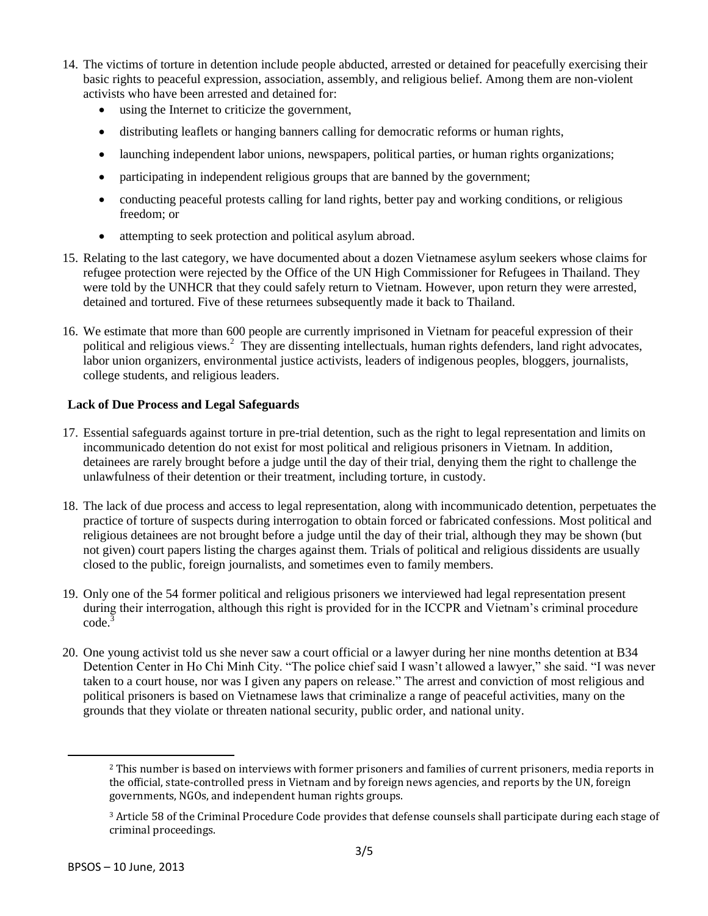14. The victims of torture in detention include people abducted, arrested or detained for peacefully exercising their basic rights to peaceful expression, association, assembly, and religious belief. Among them are non-violent activists who have been arrested and detained for:
    - using the Internet to criticize the government,
    - distributing leaflets or hanging banners calling for democratic reforms or human rights,
    - launching independent labor unions, newspapers, political parties, or human rights organizations;
    - participating in independent religious groups that are banned by the government;
    - conducting peaceful protests calling for land rights, better pay and working conditions, or religious freedom; or
    - attempting to seek protection and political asylum abroad.

15. Relating to the last category, we have documented about a dozen Vietnamese asylum seekers whose claims for refugee protection were rejected by the Office of the UN High Commissioner for Refugees in Thailand. They were told by the UNHCR that they could safely return to Vietnam. However, upon return they were arrested, detained and tortured. Five of these returnees subsequently made it back to Thailand.

16. We estimate that more than 600 people are currently imprisoned in Vietnam for peaceful expression of their political and religious views.[2] They are dissenting intellectuals, human rights defenders, land right advocates, labor union organizers, environmental justice activists, leaders of indigenous peoples, bloggers, journalists, college students, and religious leaders.

**Lack of Due Process and Legal Safeguards**

17. Essential safeguards against torture in pre-trial detention, such as the right to legal representation and limits on incommunicado detention do not exist for most political and religious prisoners in Vietnam. In addition, detainees are rarely brought before a judge until the day of their trial, denying them the right to challenge the unlawfulness of their detention or their treatment, including torture, in custody.

18. The lack of due process and access to legal representation, along with incommunicado detention, perpetuates the practice of torture of suspects during interrogation to obtain forced or fabricated confessions. Most political and religious detainees are not brought before a judge until the day of their trial, although they may be shown (but not given) court papers listing the charges against them. Trials of political and religious dissidents are usually closed to the public, foreign journalists, and sometimes even to family members.

19. Only one of the 54 former political and religious prisoners we interviewed had legal representation present during their interrogation, although this right is provided for in the ICCPR and Vietnam's criminal procedure code.[3]

20. One young activist told us she never saw a court official or a lawyer during her nine months detention at B34 Detention Center in Ho Chi Minh City. "The police chief said I wasn't allowed a lawyer," she said. "I was never taken to a court house, nor was I given any papers on release." The arrest and conviction of most religious and political prisoners is based on Vietnamese laws that criminalize a range of peaceful activities, many on the grounds that they violate or threaten national security, public order, and national unity.

---

[2] This number is based on interviews with former prisoners and families of current prisoners, media reports in the official, state-controlled press in Vietnam and by foreign news agencies, and reports by the UN, foreign governments, NGOs, and independent human rights groups.

[3] Article 58 of the Criminal Procedure Code provides that defense counsels shall participate during each stage of criminal proceedings.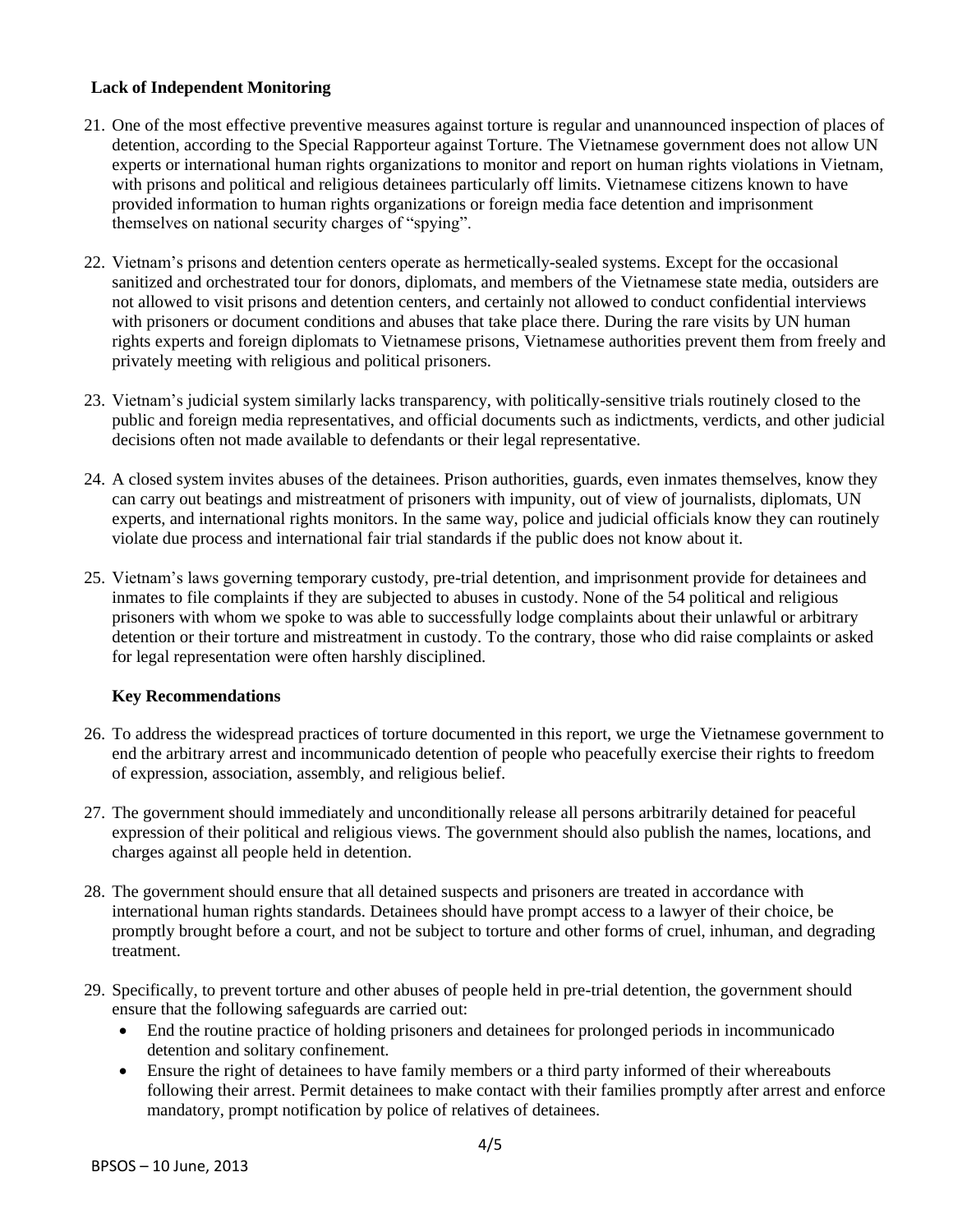**Lack of Independent Monitoring**

21. One of the most effective preventive measures against torture is regular and unannounced inspection of places of detention, according to the Special Rapporteur against Torture. The Vietnamese government does not allow UN experts or international human rights organizations to monitor and report on human rights violations in Vietnam, with prisons and political and religious detainees particularly off limits. Vietnamese citizens known to have provided information to human rights organizations or foreign media face detention and imprisonment themselves on national security charges of "spying".

22. Vietnam's prisons and detention centers operate as hermetically-sealed systems. Except for the occasional sanitized and orchestrated tour for donors, diplomats, and members of the Vietnamese state media, outsiders are not allowed to visit prisons and detention centers, and certainly not allowed to conduct confidential interviews with prisoners or document conditions and abuses that take place there. During the rare visits by UN human rights experts and foreign diplomats to Vietnamese prisons, Vietnamese authorities prevent them from freely and privately meeting with religious and political prisoners.

23. Vietnam's judicial system similarly lacks transparency, with politically-sensitive trials routinely closed to the public and foreign media representatives, and official documents such as indictments, verdicts, and other judicial decisions often not made available to defendants or their legal representative.

24. A closed system invites abuses of the detainees. Prison authorities, guards, even inmates themselves, know they can carry out beatings and mistreatment of prisoners with impunity, out of view of journalists, diplomats, UN experts, and international rights monitors. In the same way, police and judicial officials know they can routinely violate due process and international fair trial standards if the public does not know about it.

25. Vietnam's laws governing temporary custody, pre-trial detention, and imprisonment provide for detainees and inmates to file complaints if they are subjected to abuses in custody. None of the 54 political and religious prisoners with whom we spoke to was able to successfully lodge complaints about their unlawful or arbitrary detention or their torture and mistreatment in custody. To the contrary, those who did raise complaints or asked for legal representation were often harshly disciplined.

**Key Recommendations**

26. To address the widespread practices of torture documented in this report, we urge the Vietnamese government to end the arbitrary arrest and incommunicado detention of people who peacefully exercise their rights to freedom of expression, association, assembly, and religious belief.

27. The government should immediately and unconditionally release all persons arbitrarily detained for peaceful expression of their political and religious views. The government should also publish the names, locations, and charges against all people held in detention.

28. The government should ensure that all detained suspects and prisoners are treated in accordance with international human rights standards. Detainees should have prompt access to a lawyer of their choice, be promptly brought before a court, and not be subject to torture and other forms of cruel, inhuman, and degrading treatment.

29. Specifically, to prevent torture and other abuses of people held in pre-trial detention, the government should ensure that the following safeguards are carried out:
    - End the routine practice of holding prisoners and detainees for prolonged periods in incommunicado detention and solitary confinement.
    - Ensure the right of detainees to have family members or a third party informed of their whereabouts following their arrest. Permit detainees to make contact with their families promptly after arrest and enforce mandatory, prompt notification by police of relatives of detainees.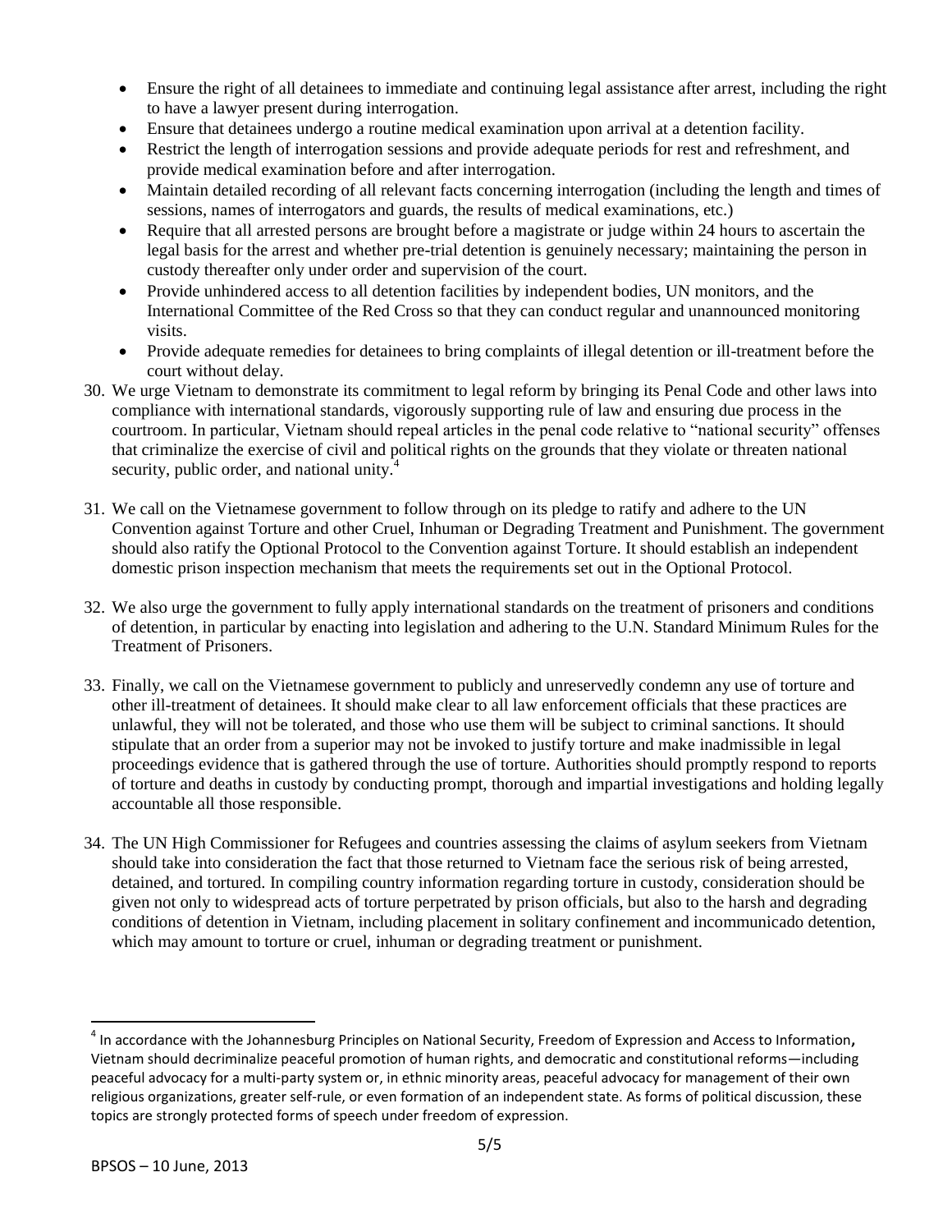- Ensure the right of all detainees to immediate and continuing legal assistance after arrest, including the right to have a lawyer present during interrogation.
- Ensure that detainees undergo a routine medical examination upon arrival at a detention facility.
- Restrict the length of interrogation sessions and provide adequate periods for rest and refreshment, and provide medical examination before and after interrogation.
- Maintain detailed recording of all relevant facts concerning interrogation (including the length and times of sessions, names of interrogators and guards, the results of medical examinations, etc.)
- Require that all arrested persons are brought before a magistrate or judge within 24 hours to ascertain the legal basis for the arrest and whether pre-trial detention is genuinely necessary; maintaining the person in custody thereafter only under order and supervision of the court.
- Provide unhindered access to all detention facilities by independent bodies, UN monitors, and the International Committee of the Red Cross so that they can conduct regular and unannounced monitoring visits.
- Provide adequate remedies for detainees to bring complaints of illegal detention or ill-treatment before the court without delay.

30. We urge Vietnam to demonstrate its commitment to legal reform by bringing its Penal Code and other laws into compliance with international standards, vigorously supporting rule of law and ensuring due process in the courtroom. In particular, Vietnam should repeal articles in the penal code relative to "national security" offenses that criminalize the exercise of civil and political rights on the grounds that they violate or threaten national security, public order, and national unity.[4]

31. We call on the Vietnamese government to follow through on its pledge to ratify and adhere to the UN Convention against Torture and other Cruel, Inhuman or Degrading Treatment and Punishment. The government should also ratify the Optional Protocol to the Convention against Torture. It should establish an independent domestic prison inspection mechanism that meets the requirements set out in the Optional Protocol.

32. We also urge the government to fully apply international standards on the treatment of prisoners and conditions of detention, in particular by enacting into legislation and adhering to the U.N. Standard Minimum Rules for the Treatment of Prisoners.

33. Finally, we call on the Vietnamese government to publicly and unreservedly condemn any use of torture and other ill-treatment of detainees. It should make clear to all law enforcement officials that these practices are unlawful, they will not be tolerated, and those who use them will be subject to criminal sanctions. It should stipulate that an order from a superior may not be invoked to justify torture and make inadmissible in legal proceedings evidence that is gathered through the use of torture. Authorities should promptly respond to reports of torture and deaths in custody by conducting prompt, thorough and impartial investigations and holding legally accountable all those responsible.

34. The UN High Commissioner for Refugees and countries assessing the claims of asylum seekers from Vietnam should take into consideration the fact that those returned to Vietnam face the serious risk of being arrested, detained, and tortured. In compiling country information regarding torture in custody, consideration should be given not only to widespread acts of torture perpetrated by prison officials, but also to the harsh and degrading conditions of detention in Vietnam, including placement in solitary confinement and incommunicado detention, which may amount to torture or cruel, inhuman or degrading treatment or punishment.

[4] In accordance with the Johannesburg Principles on National Security, Freedom of Expression and Access to Information, Vietnam should decriminalize peaceful promotion of human rights, and democratic and constitutional reforms—including peaceful advocacy for a multi-party system or, in ethnic minority areas, peaceful advocacy for management of their own religious organizations, greater self-rule, or even formation of an independent state. As forms of political discussion, these topics are strongly protected forms of speech under freedom of expression.

BPSOS – 10 June, 2013